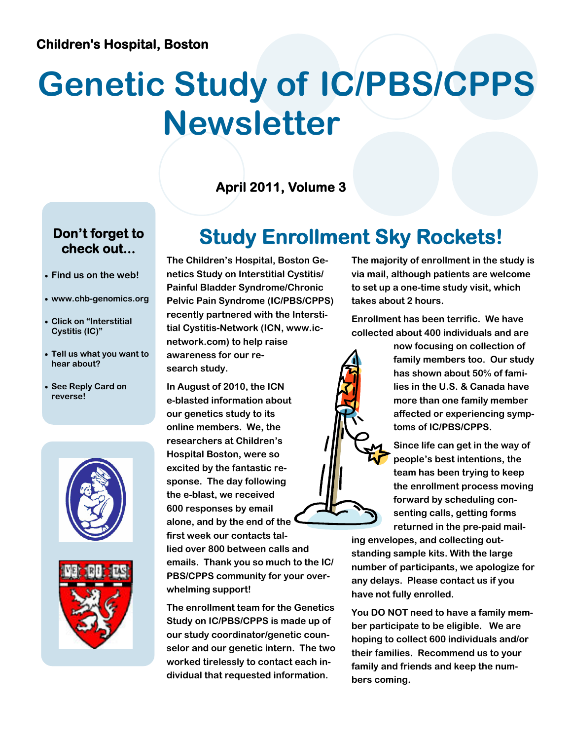**Children's Hospital, Boston**

# Genetic Study of IC/PBS/CPPS Newsletter

**April 2011, Volume 3**

## Don't forget to check out...

- Find us on the web!
- www.chb-genomics.org
- Click on "Interstitial Cystitis (IC)"
- Tell us what you want to hear about?
- See Reply Card on reverse!

## Study Enrollment Sky Rockets!

The Children's Hospital, Boston Genetics Study on Interstitial Cystitis/ Painful Bladder Syndrome/Chronic Pelvic Pain Syndrome (IC/PBS/CPPS) recently partnered with the Interstitial Cystitis-Network (ICN, www.ic-network.com) to help raise awareness for our research study.

In August of 2010, the ICN e-blasted information about our genetics study to its online members. We, the researchers at Children's Hospital Boston, were so excited by the fantastic response. The day following the e-blast, we received 600 responses by email alone, and by the end of the first week our contacts tallied over 800 between calls and emails. Thank you so much to the IC/ PBS/CPPS community for your overwhelming support!

The enrollment team for the Genetics Study on IC/PBS/CPPS is made up of our study coordinator/genetic counselor and our genetic intern. The two worked tirelessly to contact each individual that requested information.

The majority of enrollment in the study is via mail, although patients are welcome to set up a one-time study visit, which takes about 2 hours.

Enrollment has been terrific. We have collected about 400 individuals and are now focusing on collection of family members too. Our study has shown about 50% of families in the U.S. & Canada have more than one family member affected or experiencing symptoms of IC/PBS/CPPS.

Since life can get in the way of people's best intentions, the team has been trying to keep the enrollment process moving forward by scheduling consenting calls, getting forms returned in the pre-paid mailing envelopes, and collecting outstanding sample kits. With the large number of participants, we apologize for any delays. Please contact us if you have not fully enrolled.

You DO NOT need to have a family member participate to be eligible. We are hoping to collect 600 individuals and/or their families. Recommend us to your family and friends and keep the numbers coming.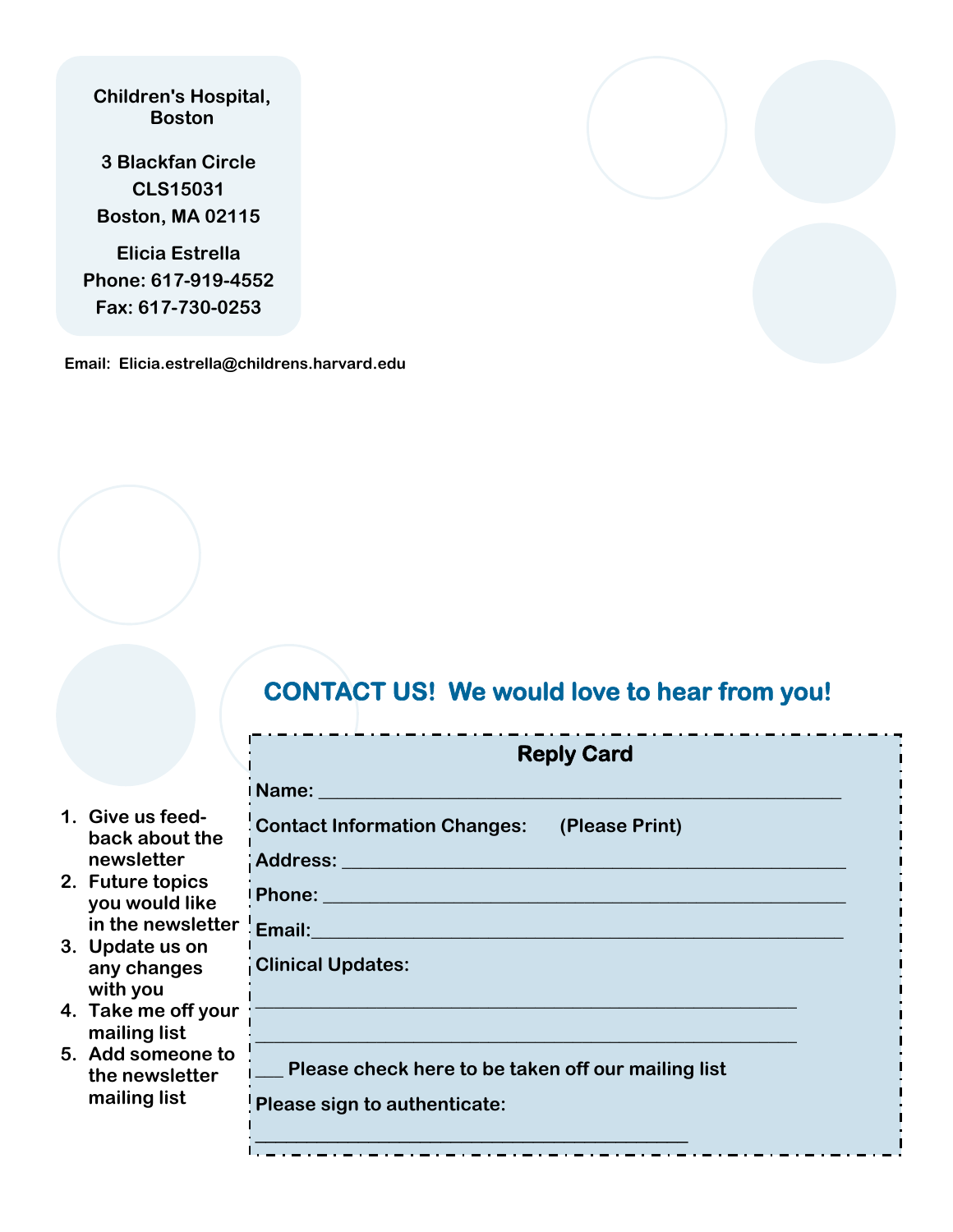**Children's Hospital, Boston**

**3 Blackfan Circle**
**CLS15031**
**Boston, MA 02115**

**Elicia Estrella**
**Phone: 617-919-4552**
**Fax: 617-730-0253**

**Email: Elicia.estrella@childrens.harvard.edu**

## CONTACT US! We would love to hear from you!

1. Give us feed-back about the newsletter
2. Future topics you would like in the newsletter
3. Update us on any changes with you
4. Take me off your mailing list
5. Add someone to the newsletter mailing list

### Reply Card

Name: ____________________________________________________

Contact Information Changes: (Please Print)

Address: __________________________________________________

Phone: ____________________________________________________

Email: ____________________________________________________

Clinical Updates:

__________________________________________________________

__________________________________________________________

___ Please check here to be taken off our mailing list

Please sign to authenticate:

___________________________________________